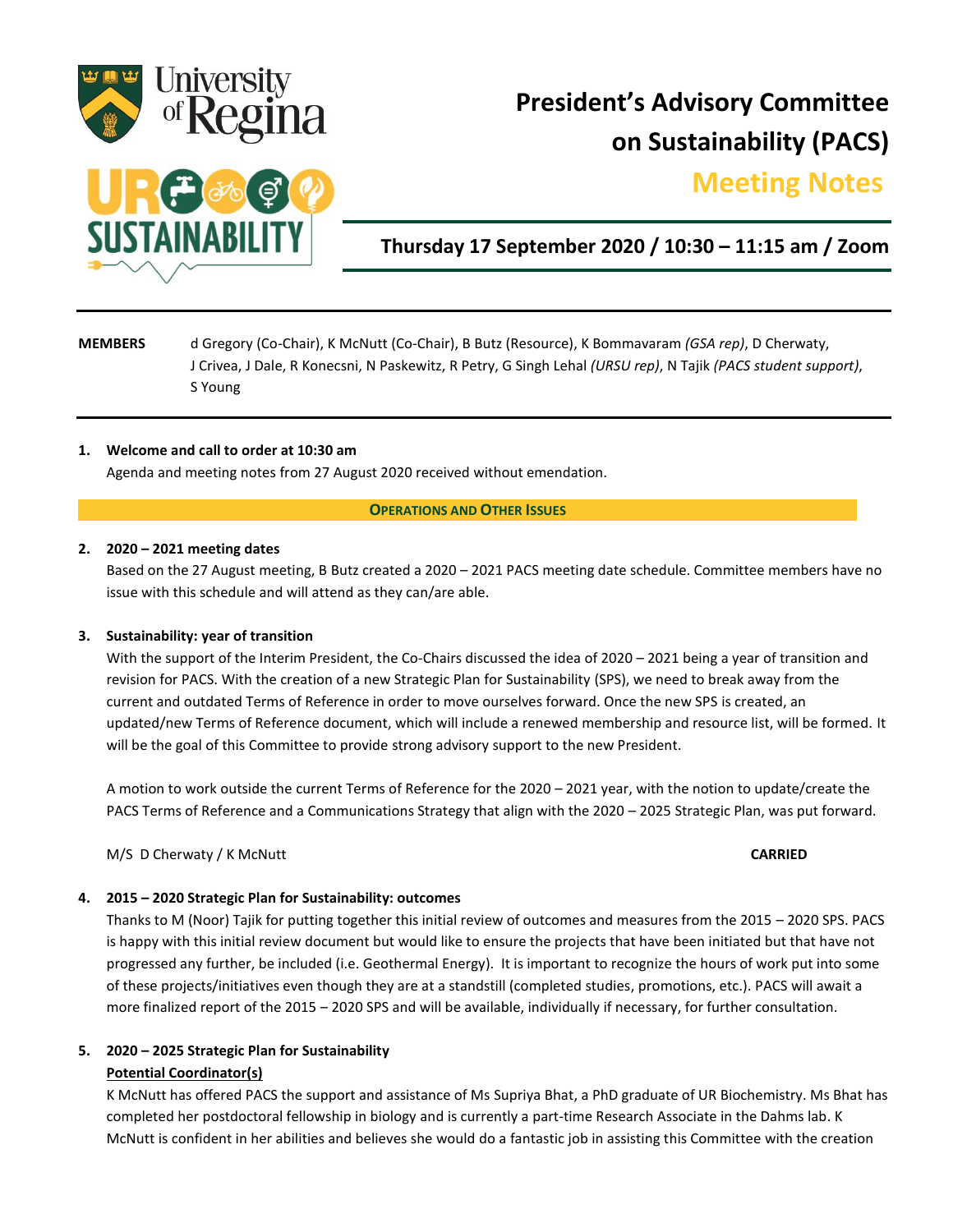# President's Advisory Committee on Sustainability (PACS)

## Meeting Notes

**Thursday 17 September 2020 / 10:30 – 11:15 am / Zoom**

---

**MEMBERS** d Gregory (Co-Chair), K McNutt (Co-Chair), B Butz (Resource), K Bommavaram *(GSA rep)*, D Cherwaty, J Crivea, J Dale, R Konecsni, N Paskewitz, R Petry, G Singh Lehal *(URSU rep)*, N Tajik *(PACS student support)*, S Young

---

1. **Welcome and call to order at 10:30 am**

   Agenda and meeting notes from 27 August 2020 received without emendation.

**OPERATIONS AND OTHER ISSUES**

2. **2020 – 2021 meeting dates**

   Based on the 27 August meeting, B Butz created a 2020 – 2021 PACS meeting date schedule. Committee members have no issue with this schedule and will attend as they can/are able.

3. **Sustainability: year of transition**

   With the support of the Interim President, the Co-Chairs discussed the idea of 2020 – 2021 being a year of transition and revision for PACS. With the creation of a new Strategic Plan for Sustainability (SPS), we need to break away from the current and outdated Terms of Reference in order to move ourselves forward. Once the new SPS is created, an updated/new Terms of Reference document, which will include a renewed membership and resource list, will be formed. It will be the goal of this Committee to provide strong advisory support to the new President.

   A motion to work outside the current Terms of Reference for the 2020 – 2021 year, with the notion to update/create the PACS Terms of Reference and a Communications Strategy that align with the 2020 – 2025 Strategic Plan, was put forward.

   M/S D Cherwaty / K McNutt **CARRIED**

4. **2015 – 2020 Strategic Plan for Sustainability: outcomes**

   Thanks to M (Noor) Tajik for putting together this initial review of outcomes and measures from the 2015 – 2020 SPS. PACS is happy with this initial review document but would like to ensure the projects that have been initiated but that have not progressed any further, be included (i.e. Geothermal Energy). It is important to recognize the hours of work put into some of these projects/initiatives even though they are at a standstill (completed studies, promotions, etc.). PACS will await a more finalized report of the 2015 – 2020 SPS and will be available, individually if necessary, for further consultation.

5. **2020 – 2025 Strategic Plan for Sustainability**

   **Potential Coordinator(s)**

   K McNutt has offered PACS the support and assistance of Ms Supriya Bhat, a PhD graduate of UR Biochemistry. Ms Bhat has completed her postdoctoral fellowship in biology and is currently a part-time Research Associate in the Dahms lab. K McNutt is confident in her abilities and believes she would do a fantastic job in assisting this Committee with the creation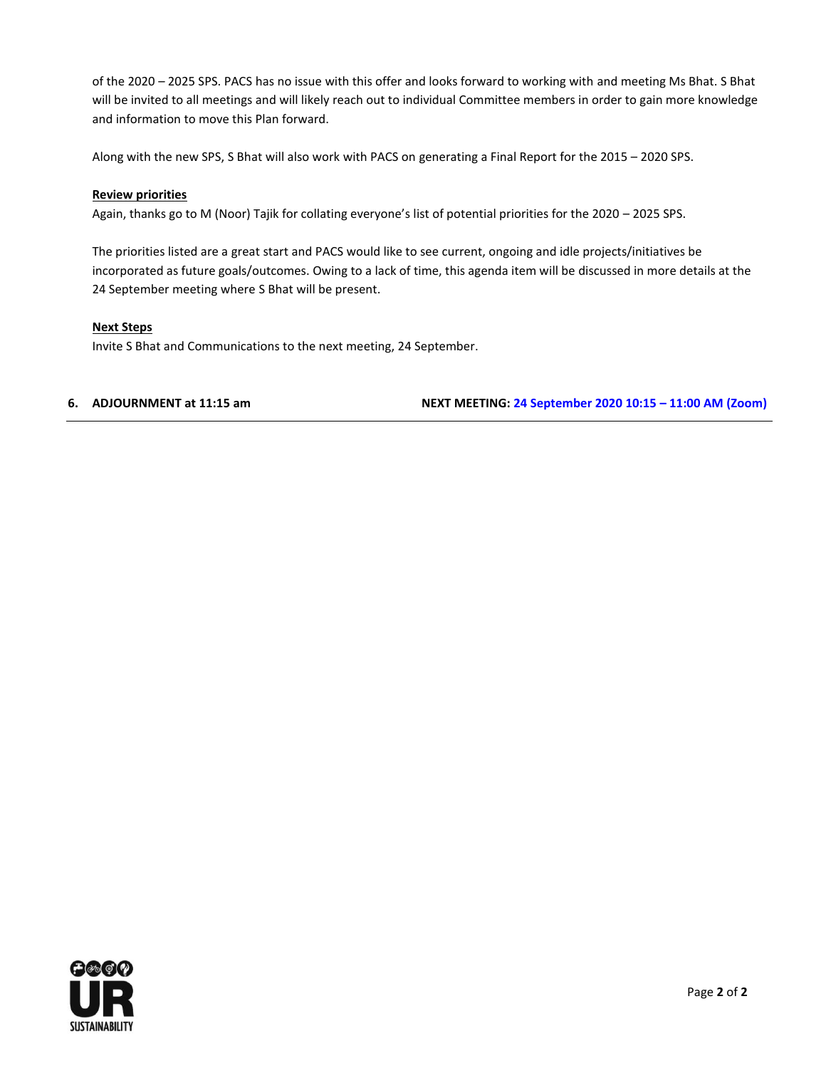of the 2020 – 2025 SPS. PACS has no issue with this offer and looks forward to working with and meeting Ms Bhat. S Bhat will be invited to all meetings and will likely reach out to individual Committee members in order to gain more knowledge and information to move this Plan forward.

Along with the new SPS, S Bhat will also work with PACS on generating a Final Report for the 2015 – 2020 SPS.

**Review priorities**

Again, thanks go to M (Noor) Tajik for collating everyone's list of potential priorities for the 2020 – 2025 SPS.

The priorities listed are a great start and PACS would like to see current, ongoing and idle projects/initiatives be incorporated as future goals/outcomes. Owing to a lack of time, this agenda item will be discussed in more details at the 24 September meeting where S Bhat will be present.

**Next Steps**

Invite S Bhat and Communications to the next meeting, 24 September.

**6. ADJOURNMENT at 11:15 am** **NEXT MEETING: 24 September 2020 10:15 – 11:00 AM (Zoom)**